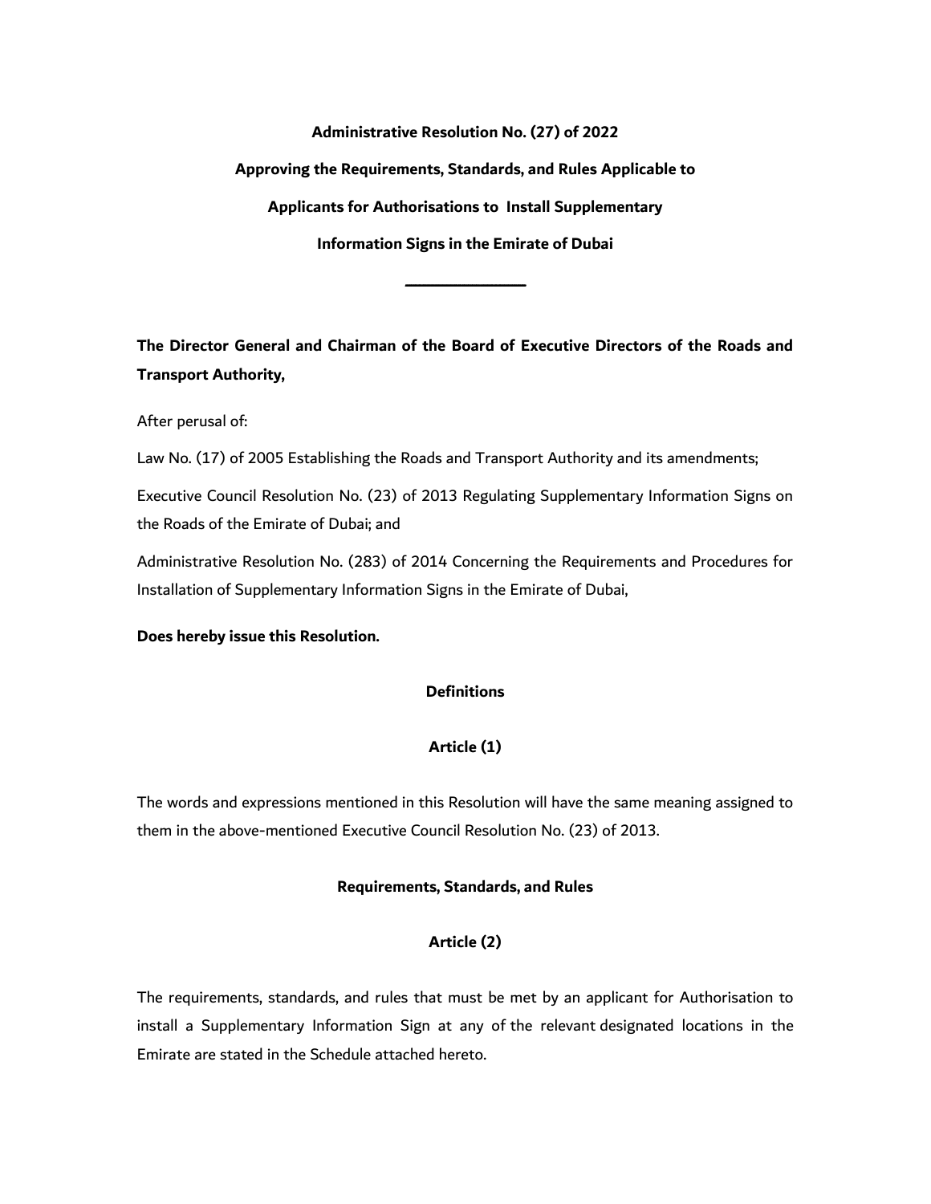# Administrative Resolution No. (27) of 2022

# Approving the Requirements, Standards, and Rules Applicable to Applicants for Authorisations to Install Supplementary Information Signs in the Emirate of Dubai

---

**The Director General and Chairman of the Board of Executive Directors of the Roads and Transport Authority,**

After perusal of:

Law No. (17) of 2005 Establishing the Roads and Transport Authority and its amendments;

Executive Council Resolution No. (23) of 2013 Regulating Supplementary Information Signs on the Roads of the Emirate of Dubai; and

Administrative Resolution No. (283) of 2014 Concerning the Requirements and Procedures for Installation of Supplementary Information Signs in the Emirate of Dubai,

**Does hereby issue this Resolution.**

## Definitions

## Article (1)

The words and expressions mentioned in this Resolution will have the same meaning assigned to them in the above-mentioned Executive Council Resolution No. (23) of 2013.

## Requirements, Standards, and Rules

## Article (2)

The requirements, standards, and rules that must be met by an applicant for Authorisation to install a Supplementary Information Sign at any of the relevant designated locations in the Emirate are stated in the Schedule attached hereto.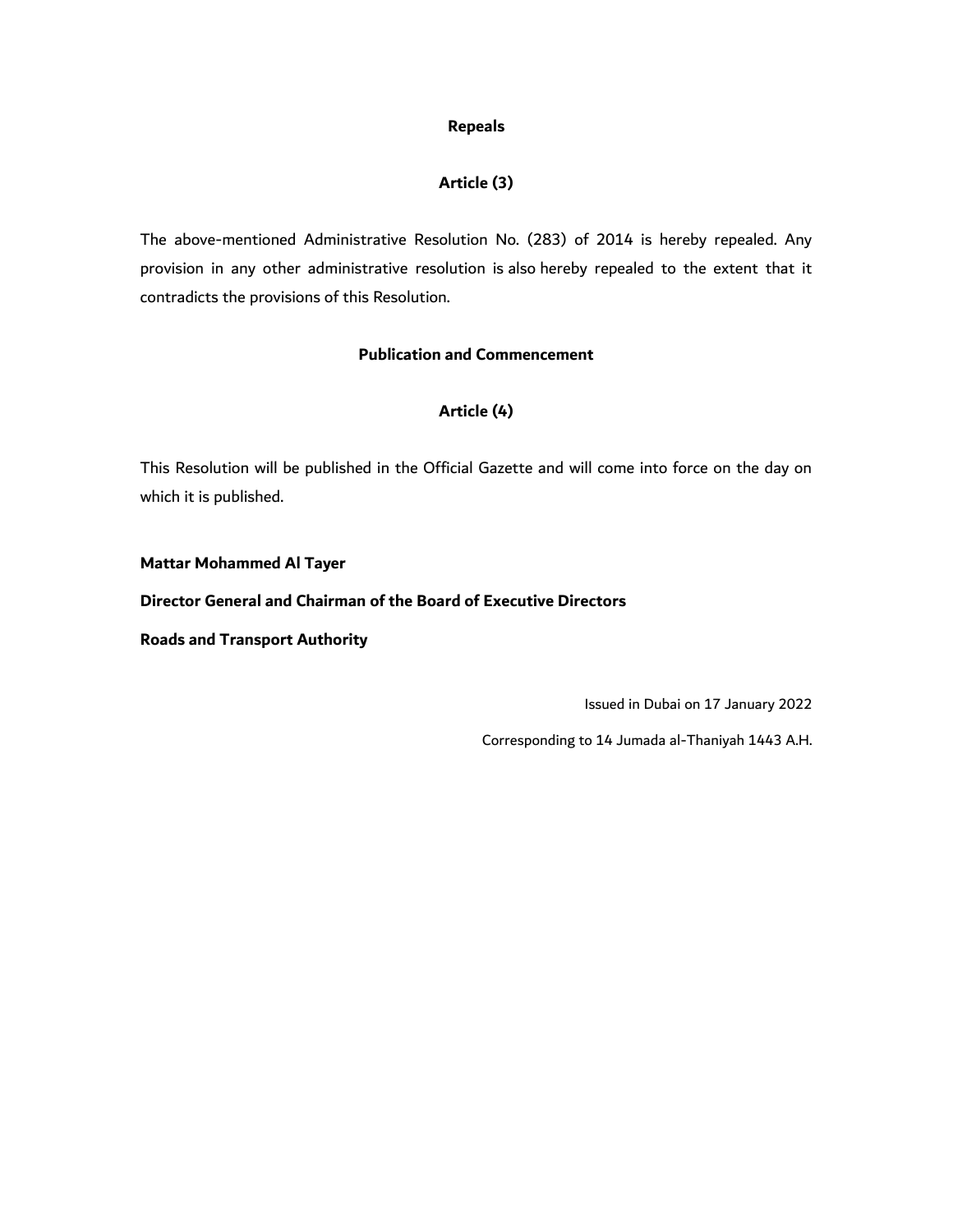**Repeals**

**Article (3)**

The above-mentioned Administrative Resolution No. (283) of 2014 is hereby repealed. Any provision in any other administrative resolution is also hereby repealed to the extent that it contradicts the provisions of this Resolution.

**Publication and Commencement**

**Article (4)**

This Resolution will be published in the Official Gazette and will come into force on the day on which it is published.

**Mattar Mohammed Al Tayer**

**Director General and Chairman of the Board of Executive Directors**

**Roads and Transport Authority**

Issued in Dubai on 17 January 2022

Corresponding to 14 Jumada al-Thaniyah 1443 A.H.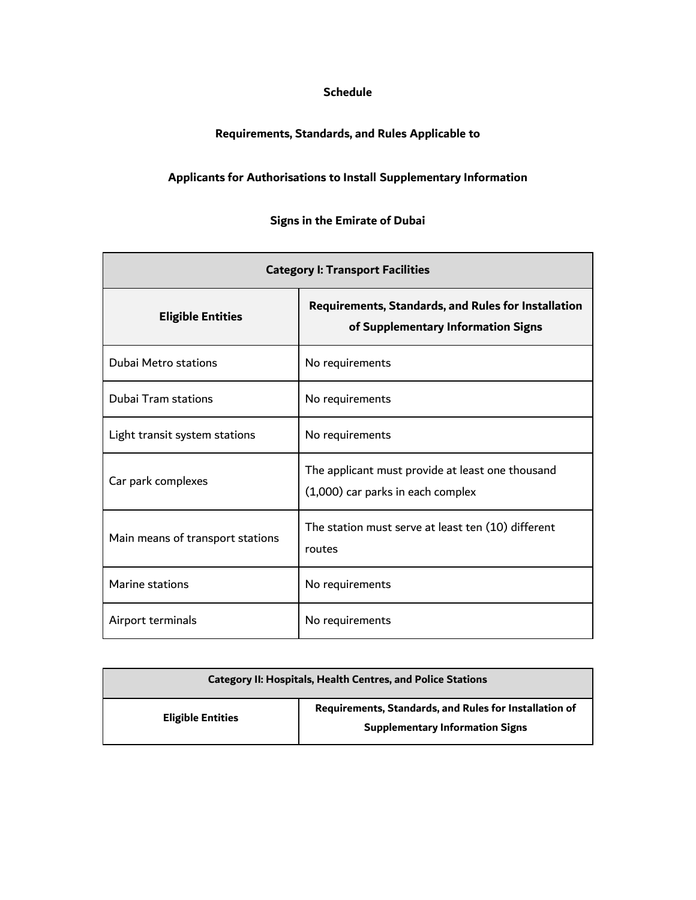# Schedule

## Requirements, Standards, and Rules Applicable to Applicants for Authorisations to Install Supplementary Information Signs in the Emirate of Dubai

| Category I: Transport Facilities | |
|---|---|
| **Eligible Entities** | **Requirements, Standards, and Rules for Installation of Supplementary Information Signs** |
| Dubai Metro stations | No requirements |
| Dubai Tram stations | No requirements |
| Light transit system stations | No requirements |
| Car park complexes | The applicant must provide at least one thousand (1,000) car parks in each complex |
| Main means of transport stations | The station must serve at least ten (10) different routes |
| Marine stations | No requirements |
| Airport terminals | No requirements |

| Category II: Hospitals, Health Centres, and Police Stations | |
|---|---|
| **Eligible Entities** | **Requirements, Standards, and Rules for Installation of Supplementary Information Signs** |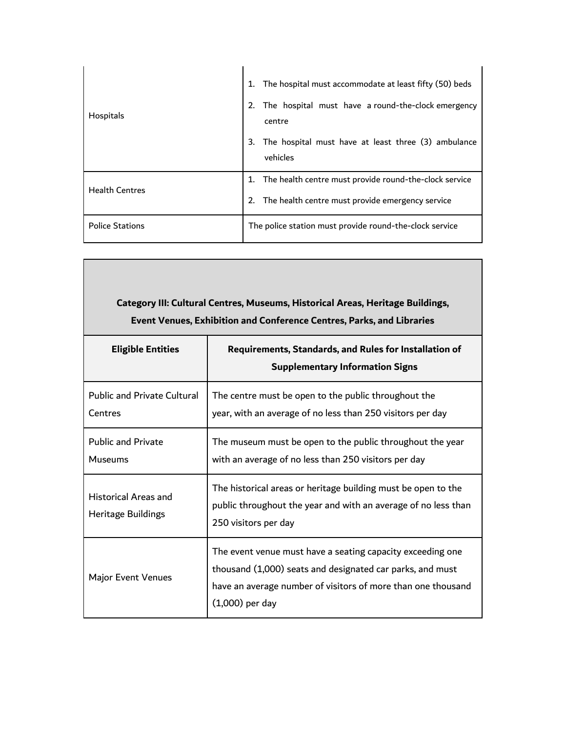| | |
|---|---|
| Hospitals | 1. The hospital must accommodate at least fifty (50) beds<br>2. The hospital must have a round-the-clock emergency centre<br>3. The hospital must have at least three (3) ambulance vehicles |
| Health Centres | 1. The health centre must provide round-the-clock service<br>2. The health centre must provide emergency service |
| Police Stations | The police station must provide round-the-clock service |

| **Category III: Cultural Centres, Museums, Historical Areas, Heritage Buildings, Event Venues, Exhibition and Conference Centres, Parks, and Libraries** | |
|---|---|
| **Eligible Entities** | **Requirements, Standards, and Rules for Installation of Supplementary Information Signs** |
| Public and Private Cultural Centres | The centre must be open to the public throughout the year, with an average of no less than 250 visitors per day |
| Public and Private Museums | The museum must be open to the public throughout the year with an average of no less than 250 visitors per day |
| Historical Areas and Heritage Buildings | The historical areas or heritage building must be open to the public throughout the year and with an average of no less than 250 visitors per day |
| Major Event Venues | The event venue must have a seating capacity exceeding one thousand (1,000) seats and designated car parks, and must have an average number of visitors of more than one thousand (1,000) per day |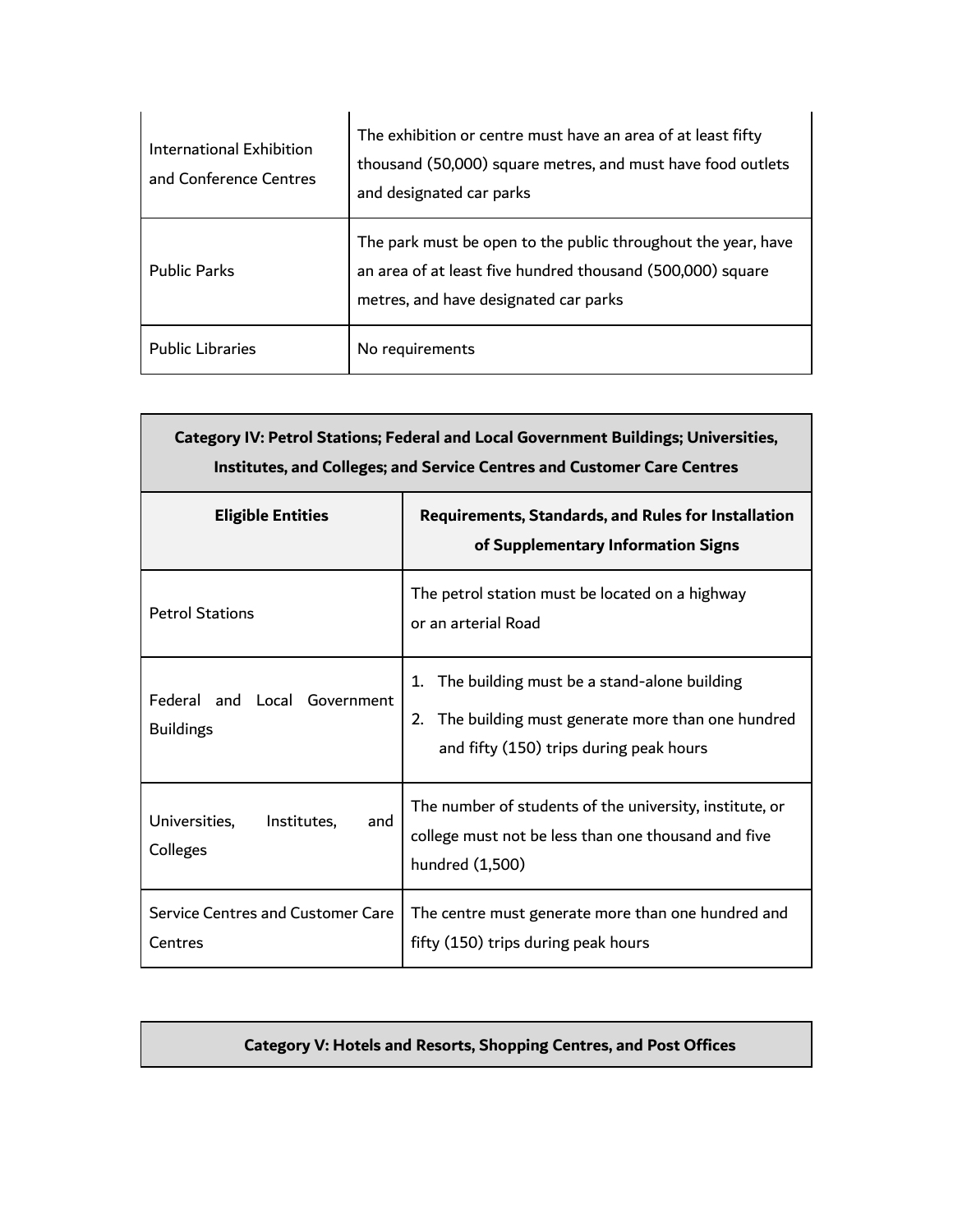| | |
|---|---|
| International Exhibition and Conference Centres | The exhibition or centre must have an area of at least fifty thousand (50,000) square metres, and must have food outlets and designated car parks |
| Public Parks | The park must be open to the public throughout the year, have an area of at least five hundred thousand (500,000) square metres, and have designated car parks |
| Public Libraries | No requirements |

| **Category IV: Petrol Stations; Federal and Local Government Buildings; Universities, Institutes, and Colleges; and Service Centres and Customer Care Centres** | |
|---|---|
| **Eligible Entities** | **Requirements, Standards, and Rules for Installation of Supplementary Information Signs** |
| Petrol Stations | The petrol station must be located on a highway or an arterial Road |
| Federal and Local Government Buildings | 1. The building must be a stand-alone building<br>2. The building must generate more than one hundred and fifty (150) trips during peak hours |
| Universities, Institutes, and Colleges | The number of students of the university, institute, or college must not be less than one thousand and five hundred (1,500) |
| Service Centres and Customer Care Centres | The centre must generate more than one hundred and fifty (150) trips during peak hours |

| **Category V: Hotels and Resorts, Shopping Centres, and Post Offices** |
|---|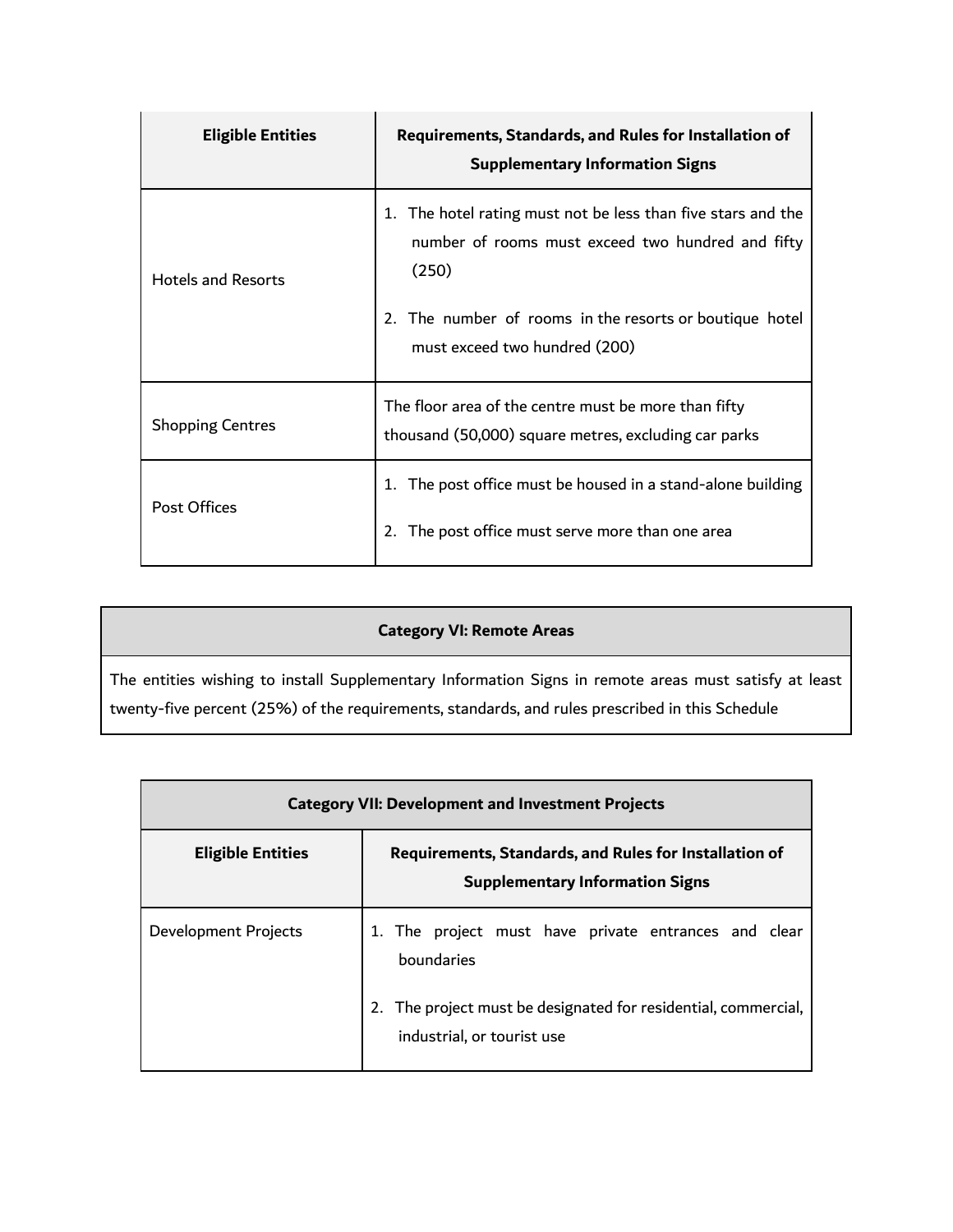| Eligible Entities | Requirements, Standards, and Rules for Installation of Supplementary Information Signs |
| --- | --- |
| Hotels and Resorts | 1. The hotel rating must not be less than five stars and the number of rooms must exceed two hundred and fifty (250)<br><br>2. The number of rooms in the resorts or boutique hotel must exceed two hundred (200) |
| Shopping Centres | The floor area of the centre must be more than fifty thousand (50,000) square metres, excluding car parks |
| Post Offices | 1. The post office must be housed in a stand-alone building<br><br>2. The post office must serve more than one area |

| Category VI: Remote Areas |
| --- |
| The entities wishing to install Supplementary Information Signs in remote areas must satisfy at least twenty-five percent (25%) of the requirements, standards, and rules prescribed in this Schedule |

| Category VII: Development and Investment Projects | |
| --- | --- |
| **Eligible Entities** | **Requirements, Standards, and Rules for Installation of Supplementary Information Signs** |
| Development Projects | 1. The project must have private entrances and clear boundaries<br><br>2. The project must be designated for residential, commercial, industrial, or tourist use |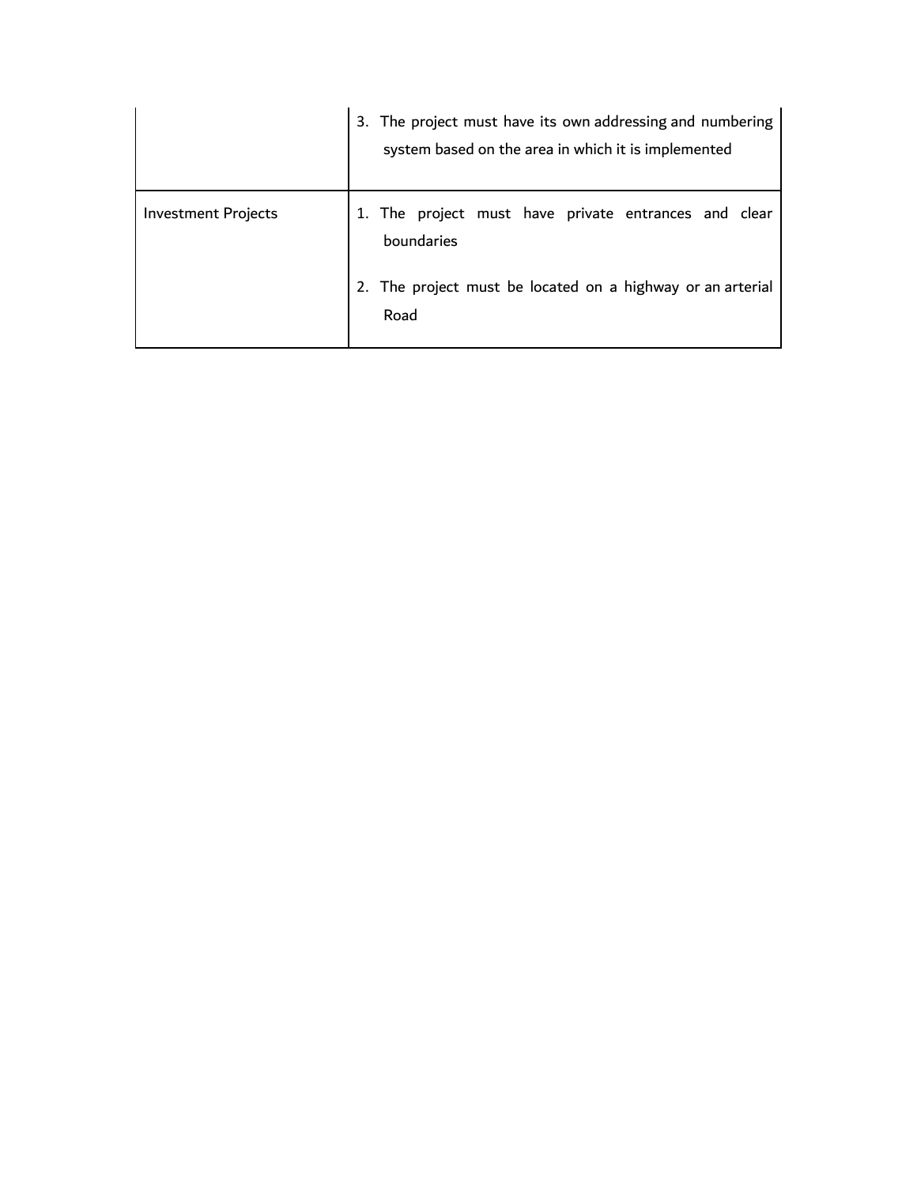| | |
|---|---|
| | 3. The project must have its own addressing and numbering system based on the area in which it is implemented |
| Investment Projects | 1. The project must have private entrances and clear boundaries<br><br>2. The project must be located on a highway or an arterial Road |